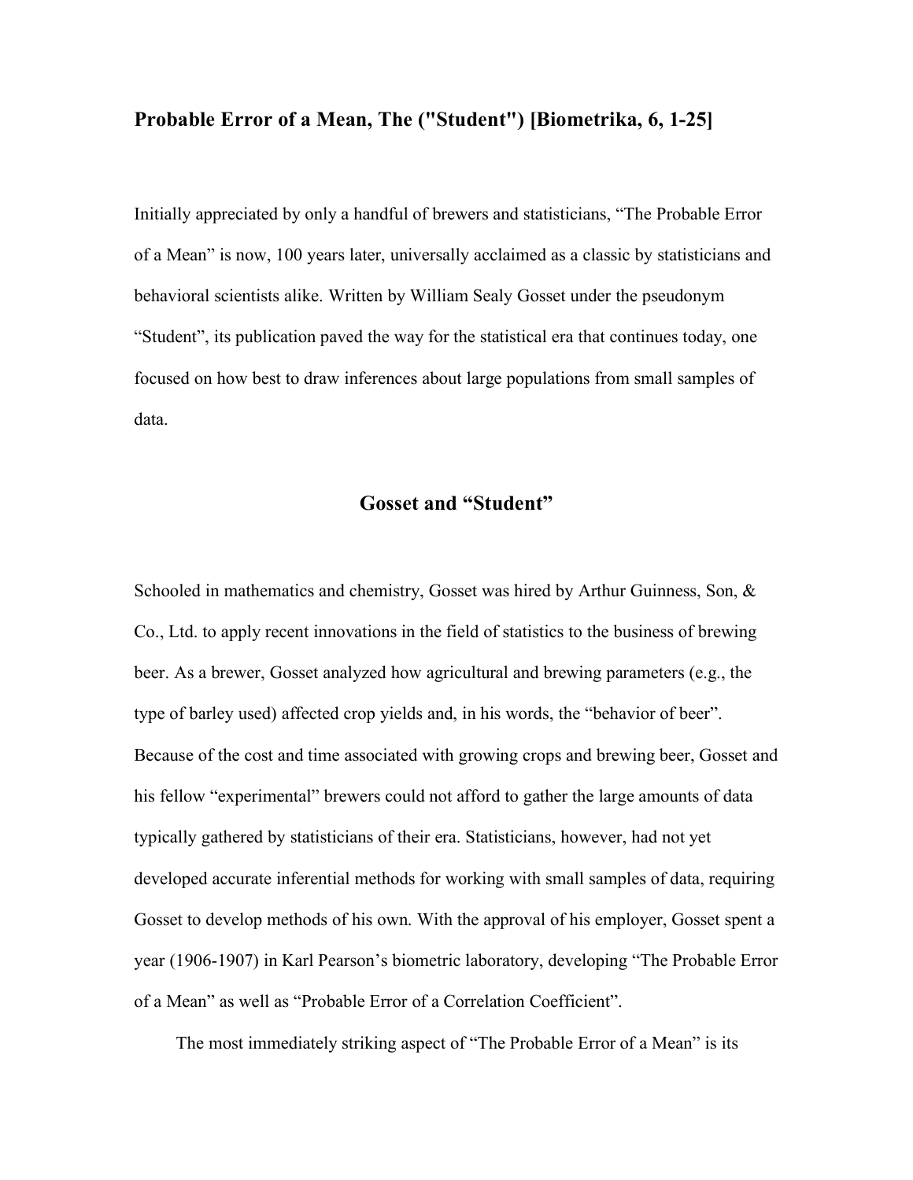# Probable Error of a Mean, The ("Student") [Biometrika, 6, 1-25]

Initially appreciated by only a handful of brewers and statisticians, "The Probable Error of a Mean" is now, 100 years later, universally acclaimed as a classic by statisticians and behavioral scientists alike. Written by William Sealy Gosset under the pseudonym "Student", its publication paved the way for the statistical era that continues today, one focused on how best to draw inferences about large populations from small samples of data.

## Gosset and "Student"

Schooled in mathematics and chemistry, Gosset was hired by Arthur Guinness, Son, & Co., Ltd. to apply recent innovations in the field of statistics to the business of brewing beer. As a brewer, Gosset analyzed how agricultural and brewing parameters (e.g., the type of barley used) affected crop yields and, in his words, the "behavior of beer". Because of the cost and time associated with growing crops and brewing beer, Gosset and his fellow "experimental" brewers could not afford to gather the large amounts of data typically gathered by statisticians of their era. Statisticians, however, had not yet developed accurate inferential methods for working with small samples of data, requiring Gosset to develop methods of his own. With the approval of his employer, Gosset spent a year (1906-1907) in Karl Pearson's biometric laboratory, developing "The Probable Error of a Mean" as well as "Probable Error of a Correlation Coefficient".

The most immediately striking aspect of "The Probable Error of a Mean" is its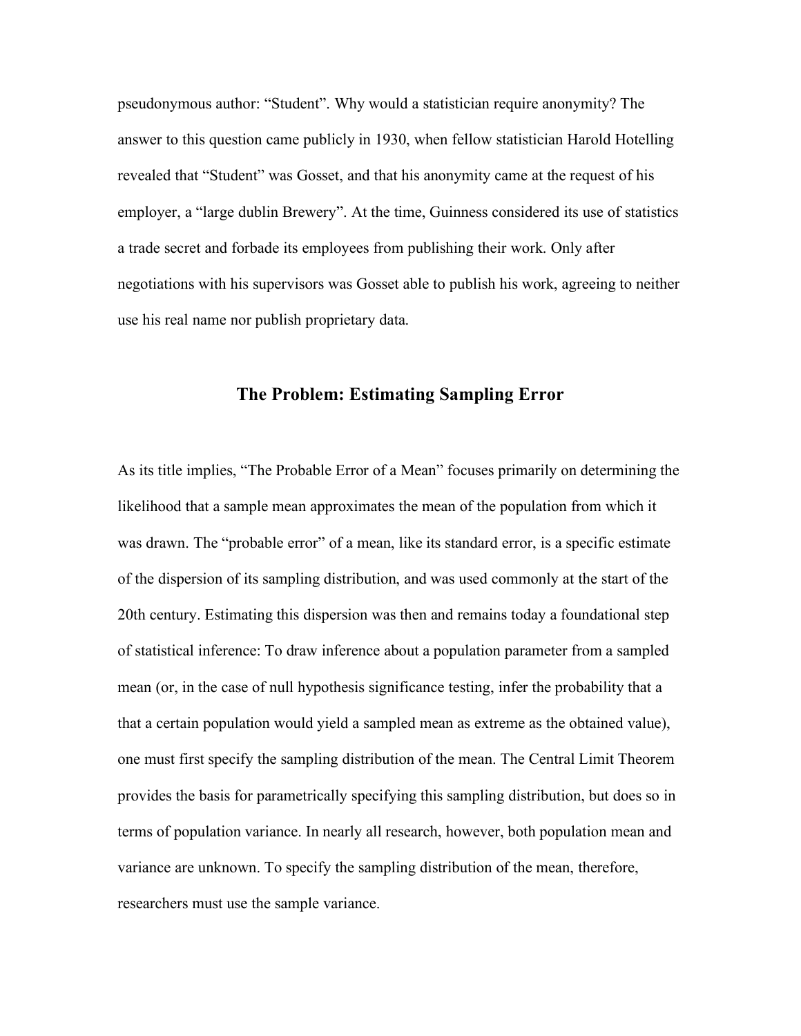pseudonymous author: "Student". Why would a statistician require anonymity? The answer to this question came publicly in 1930, when fellow statistician Harold Hotelling revealed that "Student" was Gosset, and that his anonymity came at the request of his employer, a "large dublin Brewery". At the time, Guinness considered its use of statistics a trade secret and forbade its employees from publishing their work. Only after negotiations with his supervisors was Gosset able to publish his work, agreeing to neither use his real name nor publish proprietary data.

## The Problem: Estimating Sampling Error

As its title implies, "The Probable Error of a Mean" focuses primarily on determining the likelihood that a sample mean approximates the mean of the population from which it was drawn. The "probable error" of a mean, like its standard error, is a specific estimate of the dispersion of its sampling distribution, and was used commonly at the start of the 20th century. Estimating this dispersion was then and remains today a foundational step of statistical inference: To draw inference about a population parameter from a sampled mean (or, in the case of null hypothesis significance testing, infer the probability that a that a certain population would yield a sampled mean as extreme as the obtained value), one must first specify the sampling distribution of the mean. The Central Limit Theorem provides the basis for parametrically specifying this sampling distribution, but does so in terms of population variance. In nearly all research, however, both population mean and variance are unknown. To specify the sampling distribution of the mean, therefore, researchers must use the sample variance.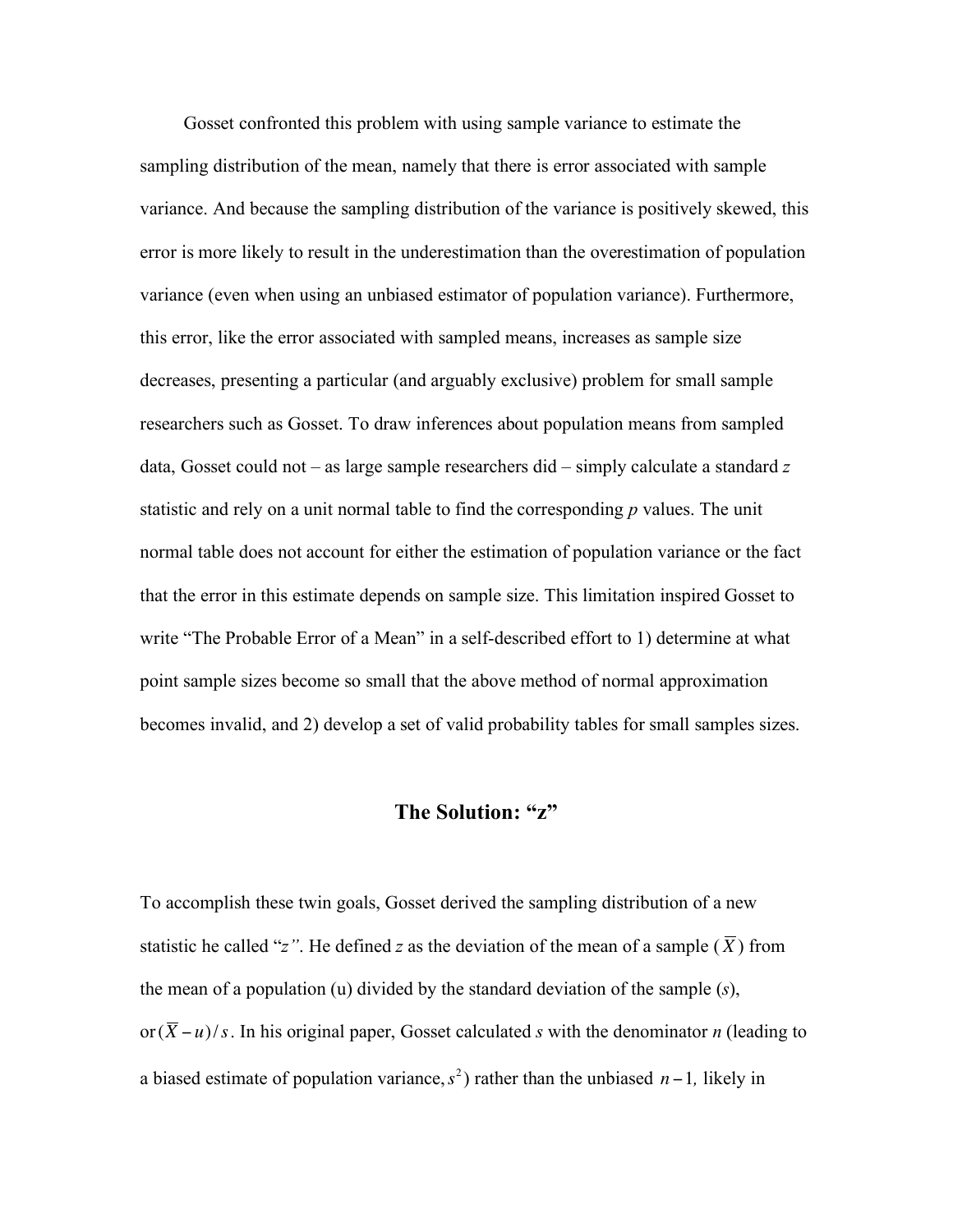Gosset confronted this problem with using sample variance to estimate the sampling distribution of the mean, namely that there is error associated with sample variance. And because the sampling distribution of the variance is positively skewed, this error is more likely to result in the underestimation than the overestimation of population variance (even when using an unbiased estimator of population variance). Furthermore, this error, like the error associated with sampled means, increases as sample size decreases, presenting a particular (and arguably exclusive) problem for small sample researchers such as Gosset. To draw inferences about population means from sampled data, Gosset could not – as large sample researchers did – simply calculate a standard $z$ statistic and rely on a unit normal table to find the corresponding $p$ values. The unit normal table does not account for either the estimation of population variance or the fact that the error in this estimate depends on sample size. This limitation inspired Gosset to write "The Probable Error of a Mean" in a self-described effort to 1) determine at what point sample sizes become so small that the above method of normal approximation becomes invalid, and 2) develop a set of valid probability tables for small samples sizes.

## The Solution: "z"

To accomplish these twin goals, Gosset derived the sampling distribution of a new statistic he called "*z*". He defined $z$ as the deviation of the mean of a sample ($\overline{X}$) from the mean of a population (u) divided by the standard deviation of the sample ($s$), or $(\overline{X} - u)/s$. In his original paper, Gosset calculated $s$ with the denominator $n$ (leading to a biased estimate of population variance, $s^2$) rather than the unbiased $n - 1$, likely in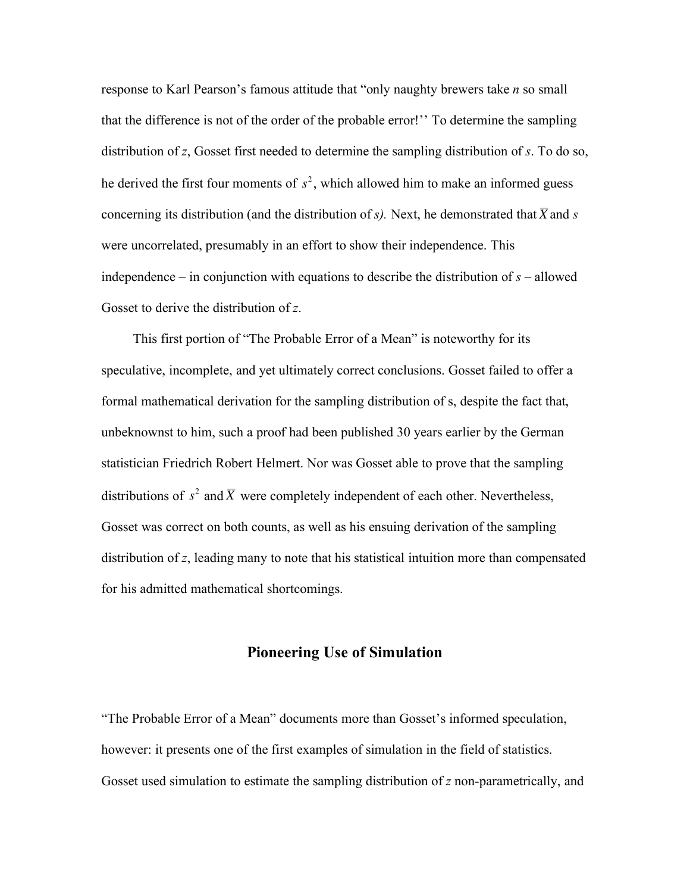response to Karl Pearson's famous attitude that "only naughty brewers take $n$ so small that the difference is not of the order of the probable error!'' To determine the sampling distribution of $z$, Gosset first needed to determine the sampling distribution of $s$. To do so, he derived the first four moments of $s^2$, which allowed him to make an informed guess concerning its distribution (and the distribution of $s$). Next, he demonstrated that $\overline{X}$ and $s$ were uncorrelated, presumably in an effort to show their independence. This independence – in conjunction with equations to describe the distribution of $s$ – allowed Gosset to derive the distribution of $z$.

This first portion of "The Probable Error of a Mean" is noteworthy for its speculative, incomplete, and yet ultimately correct conclusions. Gosset failed to offer a formal mathematical derivation for the sampling distribution of s, despite the fact that, unbeknownst to him, such a proof had been published 30 years earlier by the German statistician Friedrich Robert Helmert. Nor was Gosset able to prove that the sampling distributions of $s^2$ and $\overline{X}$ were completely independent of each other. Nevertheless, Gosset was correct on both counts, as well as his ensuing derivation of the sampling distribution of $z$, leading many to note that his statistical intuition more than compensated for his admitted mathematical shortcomings.

## Pioneering Use of Simulation

"The Probable Error of a Mean" documents more than Gosset's informed speculation, however: it presents one of the first examples of simulation in the field of statistics. Gosset used simulation to estimate the sampling distribution of $z$ non-parametrically, and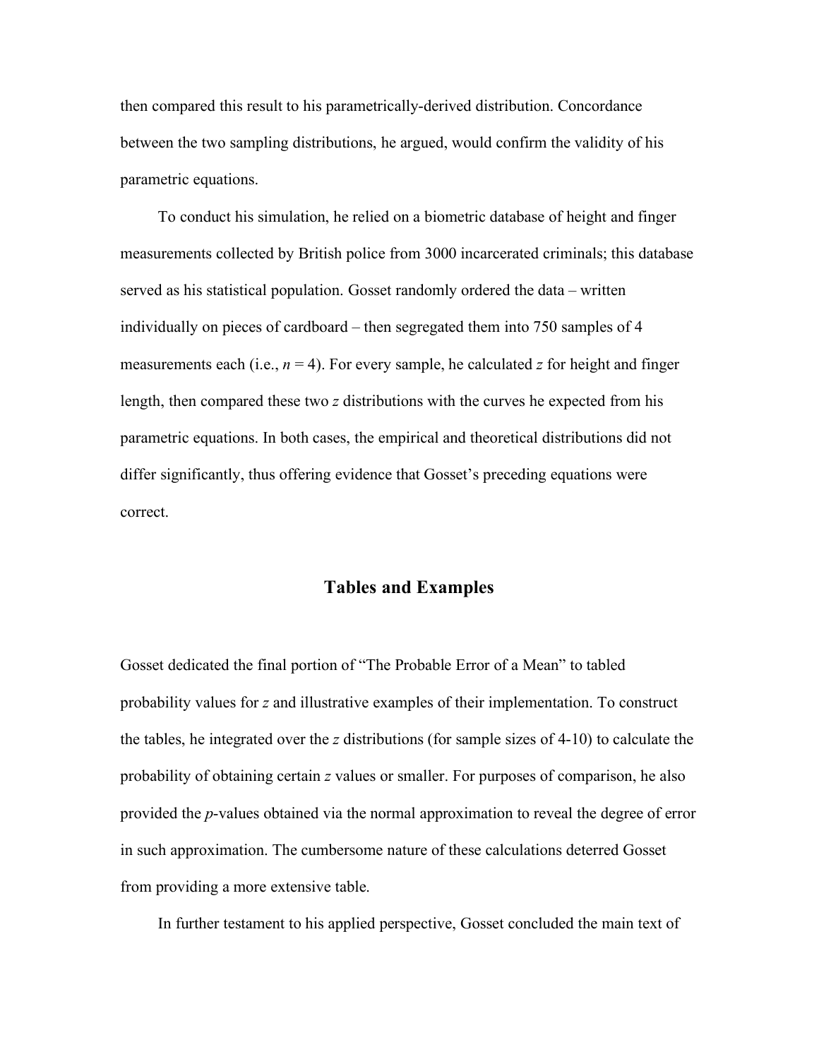then compared this result to his parametrically-derived distribution. Concordance between the two sampling distributions, he argued, would confirm the validity of his parametric equations.

To conduct his simulation, he relied on a biometric database of height and finger measurements collected by British police from 3000 incarcerated criminals; this database served as his statistical population. Gosset randomly ordered the data – written individually on pieces of cardboard – then segregated them into 750 samples of 4 measurements each (i.e., $n = 4$). For every sample, he calculated $z$ for height and finger length, then compared these two $z$ distributions with the curves he expected from his parametric equations. In both cases, the empirical and theoretical distributions did not differ significantly, thus offering evidence that Gosset's preceding equations were correct.

## Tables and Examples

Gosset dedicated the final portion of "The Probable Error of a Mean" to tabled probability values for $z$ and illustrative examples of their implementation. To construct the tables, he integrated over the $z$ distributions (for sample sizes of 4-10) to calculate the probability of obtaining certain $z$ values or smaller. For purposes of comparison, he also provided the $p$-values obtained via the normal approximation to reveal the degree of error in such approximation. The cumbersome nature of these calculations deterred Gosset from providing a more extensive table.

In further testament to his applied perspective, Gosset concluded the main text of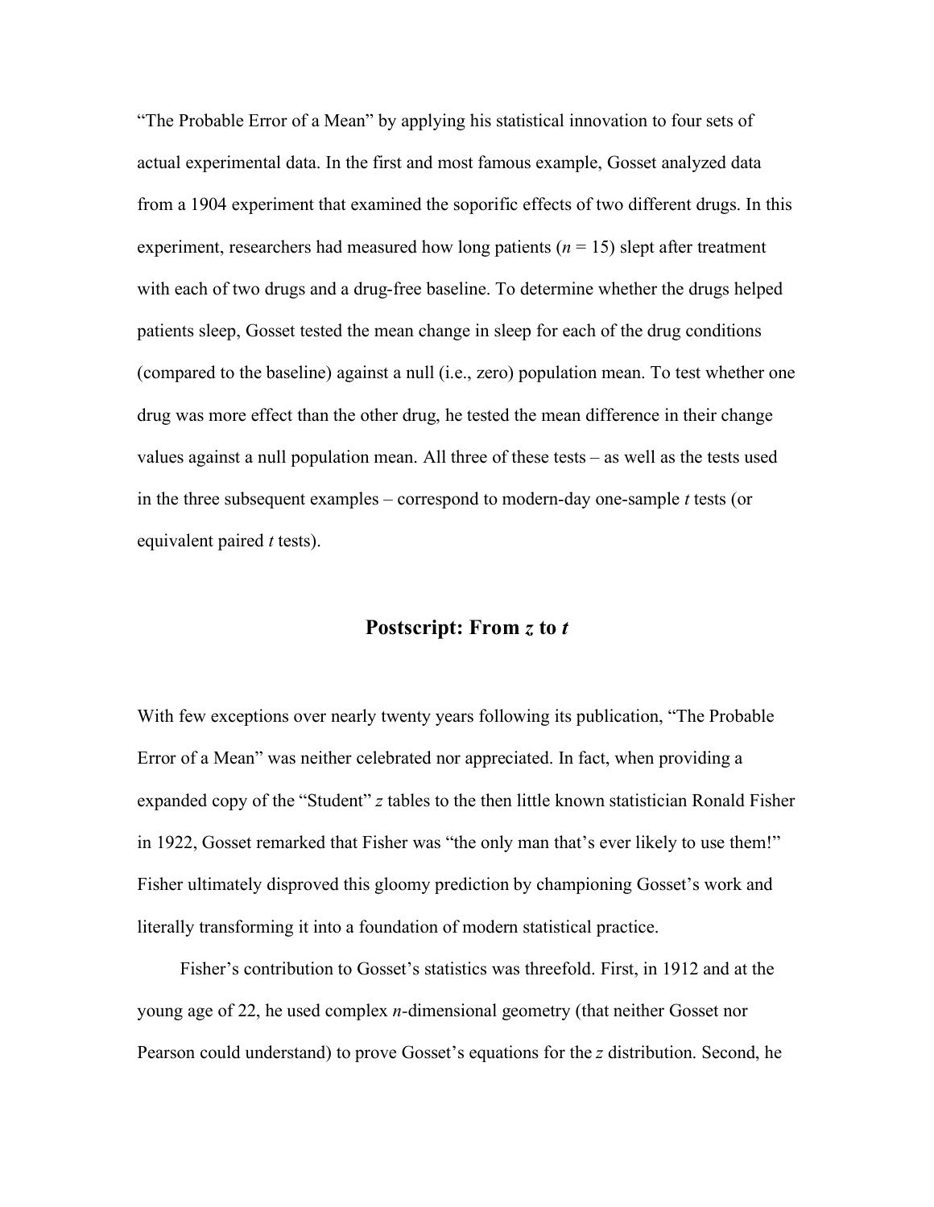"The Probable Error of a Mean" by applying his statistical innovation to four sets of actual experimental data. In the first and most famous example, Gosset analyzed data from a 1904 experiment that examined the soporific effects of two different drugs. In this experiment, researchers had measured how long patients ($n = 15$) slept after treatment with each of two drugs and a drug-free baseline. To determine whether the drugs helped patients sleep, Gosset tested the mean change in sleep for each of the drug conditions (compared to the baseline) against a null (i.e., zero) population mean. To test whether one drug was more effect than the other drug, he tested the mean difference in their change values against a null population mean. All three of these tests – as well as the tests used in the three subsequent examples – correspond to modern-day one-sample *t* tests (or equivalent paired *t* tests).

## Postscript: From *z* to *t*

With few exceptions over nearly twenty years following its publication, "The Probable Error of a Mean" was neither celebrated nor appreciated. In fact, when providing a expanded copy of the "Student" *z* tables to the then little known statistician Ronald Fisher in 1922, Gosset remarked that Fisher was "the only man that's ever likely to use them!" Fisher ultimately disproved this gloomy prediction by championing Gosset's work and literally transforming it into a foundation of modern statistical practice.

Fisher's contribution to Gosset's statistics was threefold. First, in 1912 and at the young age of 22, he used complex *n*-dimensional geometry (that neither Gosset nor Pearson could understand) to prove Gosset's equations for the *z* distribution. Second, he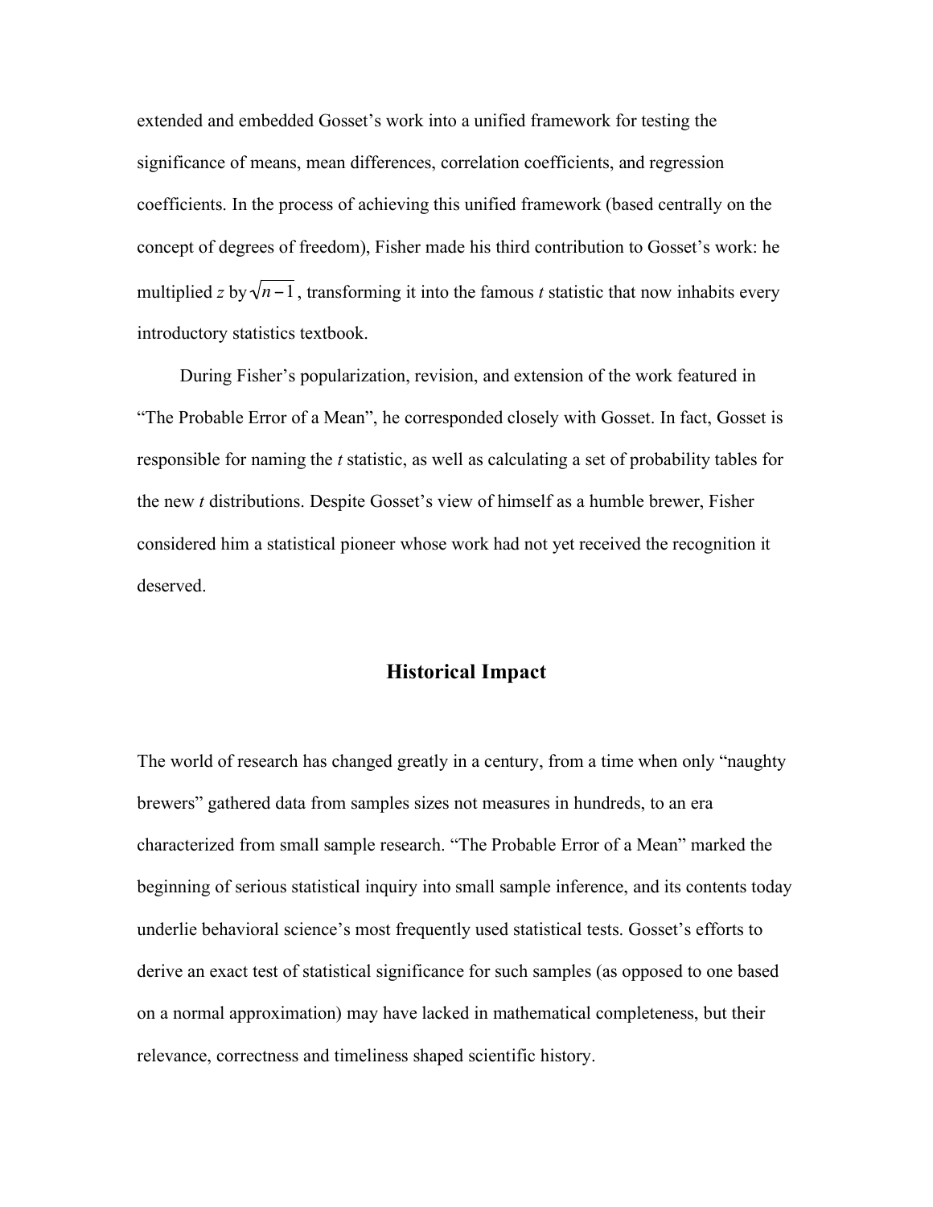extended and embedded Gosset's work into a unified framework for testing the significance of means, mean differences, correlation coefficients, and regression coefficients. In the process of achieving this unified framework (based centrally on the concept of degrees of freedom), Fisher made his third contribution to Gosset's work: he multiplied *z* by $\sqrt{n-1}$, transforming it into the famous *t* statistic that now inhabits every introductory statistics textbook.

During Fisher's popularization, revision, and extension of the work featured in "The Probable Error of a Mean", he corresponded closely with Gosset. In fact, Gosset is responsible for naming the *t* statistic, as well as calculating a set of probability tables for the new *t* distributions. Despite Gosset's view of himself as a humble brewer, Fisher considered him a statistical pioneer whose work had not yet received the recognition it deserved.

## Historical Impact

The world of research has changed greatly in a century, from a time when only "naughty brewers" gathered data from samples sizes not measures in hundreds, to an era characterized from small sample research. "The Probable Error of a Mean" marked the beginning of serious statistical inquiry into small sample inference, and its contents today underlie behavioral science's most frequently used statistical tests. Gosset's efforts to derive an exact test of statistical significance for such samples (as opposed to one based on a normal approximation) may have lacked in mathematical completeness, but their relevance, correctness and timeliness shaped scientific history.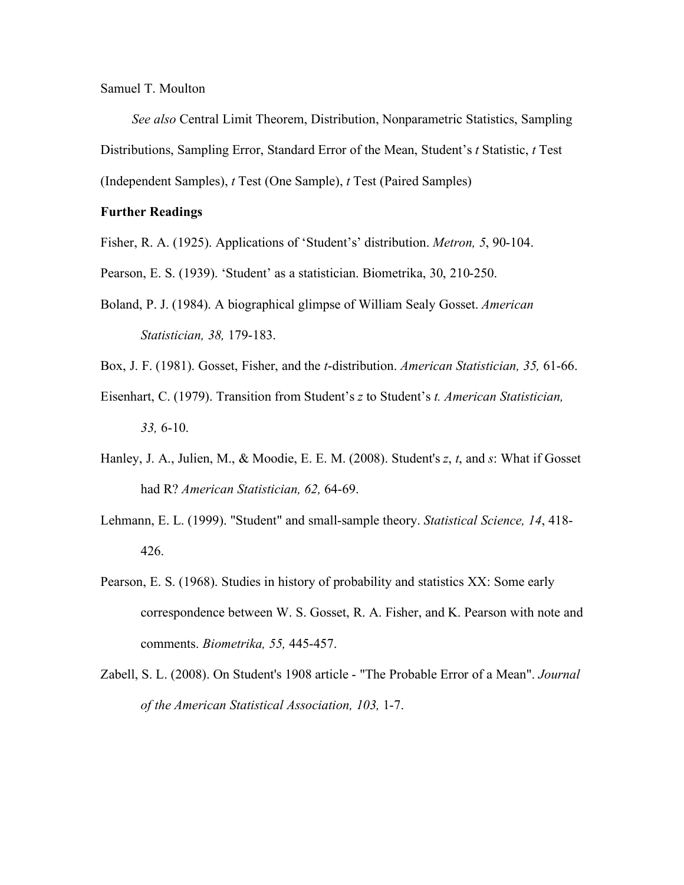Samuel T. Moulton

*See also* Central Limit Theorem, Distribution, Nonparametric Statistics, Sampling Distributions, Sampling Error, Standard Error of the Mean, Student's *t* Statistic, *t* Test (Independent Samples), *t* Test (One Sample), *t* Test (Paired Samples)

**Further Readings**

Fisher, R. A. (1925). Applications of 'Student's' distribution. *Metron, 5*, 90-104.

Pearson, E. S. (1939). 'Student' as a statistician. Biometrika, 30, 210-250.

Boland, P. J. (1984). A biographical glimpse of William Sealy Gosset. *American Statistician, 38,* 179-183.

Box, J. F. (1981). Gosset, Fisher, and the *t*-distribution. *American Statistician, 35,* 61-66.

Eisenhart, C. (1979). Transition from Student's *z* to Student's *t. American Statistician, 33,* 6-10.

Hanley, J. A., Julien, M., & Moodie, E. E. M. (2008). Student's *z*, *t*, and *s*: What if Gosset had R? *American Statistician, 62,* 64-69.

Lehmann, E. L. (1999). "Student" and small-sample theory. *Statistical Science, 14*, 418-426.

Pearson, E. S. (1968). Studies in history of probability and statistics XX: Some early correspondence between W. S. Gosset, R. A. Fisher, and K. Pearson with note and comments. *Biometrika, 55,* 445-457.

Zabell, S. L. (2008). On Student's 1908 article - "The Probable Error of a Mean". *Journal of the American Statistical Association, 103,* 1-7.